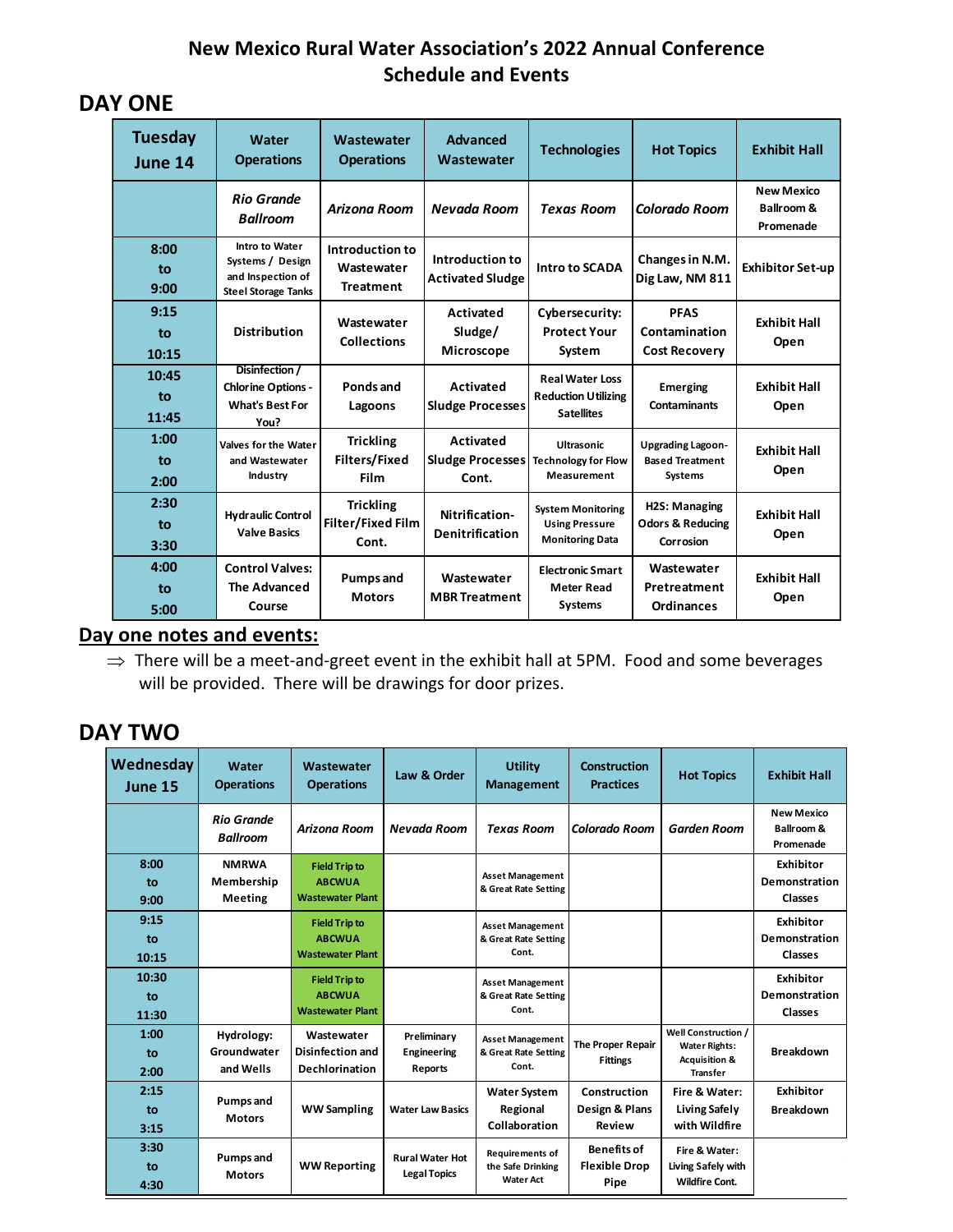# New Mexico Rural Water Association's 2022 Annual Conference
# Schedule and Events

## DAY ONE

| Tuesday June 14 | Water Operations | Wastewater Operations | Advanced Wastewater | Technologies | Hot Topics | Exhibit Hall |
|---|---|---|---|---|---|---|
| | *Rio Grande Ballroom* | *Arizona Room* | *Nevada Room* | *Texas Room* | *Colorado Room* | New Mexico Ballroom & Promenade |
| 8:00 to 9:00 | Intro to Water Systems / Design and Inspection of Steel Storage Tanks | Introduction to Wastewater Treatment | Introduction to Activated Sludge | Intro to SCADA | Changes in N.M. Dig Law, NM 811 | Exhibitor Set-up |
| 9:15 to 10:15 | Distribution | Wastewater Collections | Activated Sludge/ Microscope | Cybersecurity: Protect Your System | PFAS Contamination Cost Recovery | Exhibit Hall Open |
| 10:45 to 11:45 | Disinfection / Chlorine Options - What's Best For You? | Ponds and Lagoons | Activated Sludge Processes | Real Water Loss Reduction Utilizing Satellites | Emerging Contaminants | Exhibit Hall Open |
| 1:00 to 2:00 | Valves for the Water and Wastewater Industry | Trickling Filters/Fixed Film | Activated Sludge Processes Cont. | Ultrasonic Technology for Flow Measurement | Upgrading Lagoon-Based Treatment Systems | Exhibit Hall Open |
| 2:30 to 3:30 | Hydraulic Control Valve Basics | Trickling Filter/Fixed Film Cont. | Nitrification-Denitrification | System Monitoring Using Pressure Monitoring Data | H2S: Managing Odors & Reducing Corrosion | Exhibit Hall Open |
| 4:00 to 5:00 | Control Valves: The Advanced Course | Pumps and Motors | Wastewater MBR Treatment | Electronic Smart Meter Read Systems | Wastewater Pretreatment Ordinances | Exhibit Hall Open |

## Day one notes and events:

⇒ There will be a meet-and-greet event in the exhibit hall at 5PM. Food and some beverages will be provided. There will be drawings for door prizes.

## DAY TWO

| Wednesday June 15 | Water Operations | Wastewater Operations | Law & Order | Utility Management | Construction Practices | Hot Topics | Exhibit Hall |
|---|---|---|---|---|---|---|---|
| | *Rio Grande Ballroom* | *Arizona Room* | *Nevada Room* | *Texas Room* | *Colorado Room* | *Garden Room* | New Mexico Ballroom & Promenade |
| 8:00 to 9:00 | NMRWA Membership Meeting | Field Trip to ABCWUA Wastewater Plant | | Asset Management & Great Rate Setting | | | Exhibitor Demonstration Classes |
| 9:15 to 10:15 | | Field Trip to ABCWUA Wastewater Plant | | Asset Management & Great Rate Setting Cont. | | | Exhibitor Demonstration Classes |
| 10:30 to 11:30 | | Field Trip to ABCWUA Wastewater Plant | | Asset Management & Great Rate Setting Cont. | | | Exhibitor Demonstration Classes |
| 1:00 to 2:00 | Hydrology: Groundwater and Wells | Wastewater Disinfection and Dechlorination | Preliminary Engineering Reports | Asset Management & Great Rate Setting Cont. | The Proper Repair Fittings | Well Construction / Water Rights: Acquisition & Transfer | Breakdown |
| 2:15 to 3:15 | Pumps and Motors | WW Sampling | Water Law Basics | Water System Regional Collaboration | Construction Design & Plans Review | Fire & Water: Living Safely with Wildfire | Exhibitor Breakdown |
| 3:30 to 4:30 | Pumps and Motors | WW Reporting | Rural Water Hot Legal Topics | Requirements of the Safe Drinking Water Act | Benefits of Flexible Drop Pipe | Fire & Water: Living Safely with Wildfire Cont. | |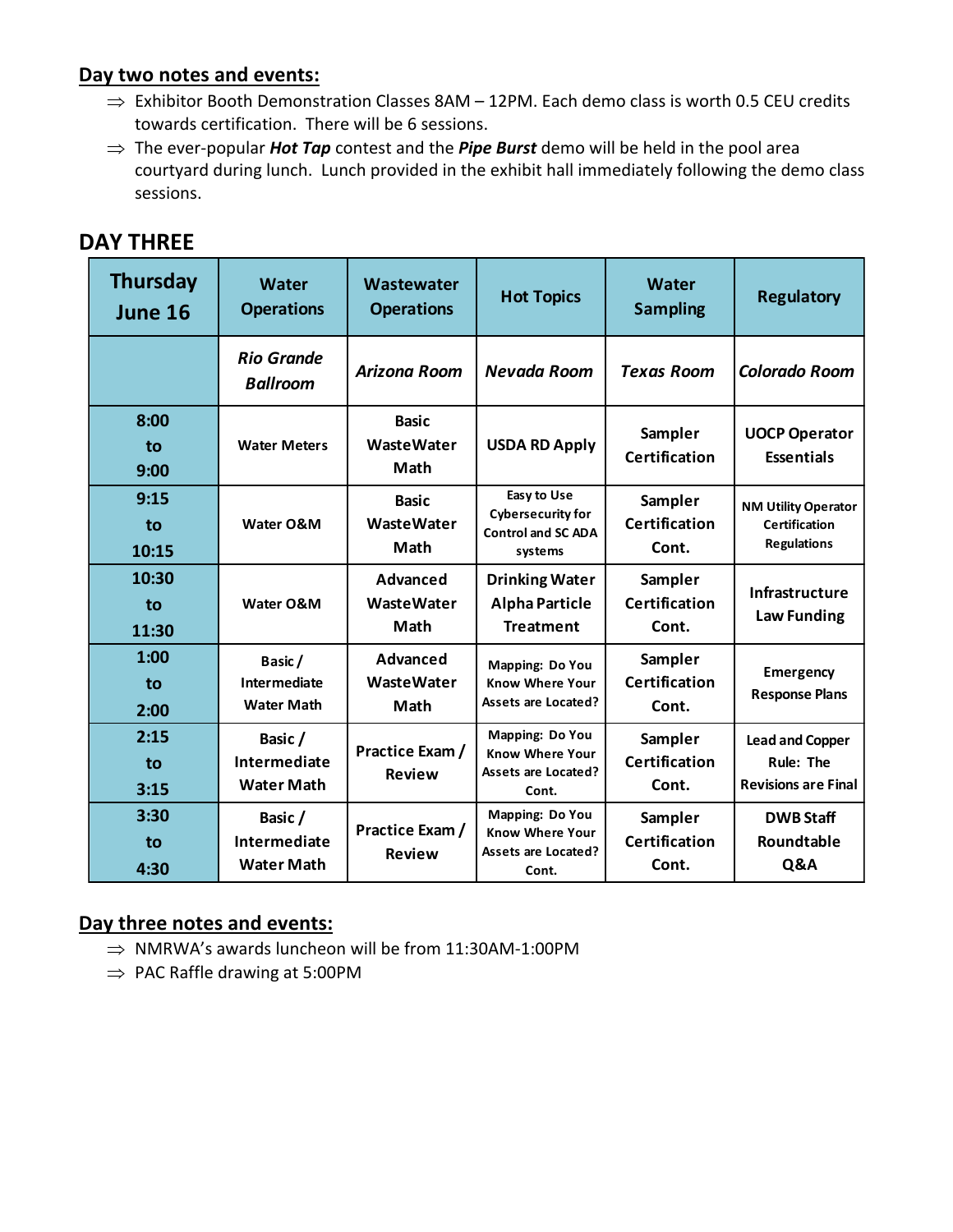## Day two notes and events:

- ⇒ Exhibitor Booth Demonstration Classes 8AM – 12PM. Each demo class is worth 0.5 CEU credits towards certification. There will be 6 sessions.
- ⇒ The ever-popular ***Hot Tap*** contest and the ***Pipe Burst*** demo will be held in the pool area courtyard during lunch. Lunch provided in the exhibit hall immediately following the demo class sessions.

## DAY THREE

| Thursday June 16 | Water Operations | Wastewater Operations | Hot Topics | Water Sampling | Regulatory |
|---|---|---|---|---|---|
| | *Rio Grande Ballroom* | *Arizona Room* | *Nevada Room* | *Texas Room* | *Colorado Room* |
| 8:00 to 9:00 | Water Meters | Basic WasteWater Math | USDA RD Apply | Sampler Certification | UOCP Operator Essentials |
| 9:15 to 10:15 | Water O&M | Basic WasteWater Math | Easy to Use Cybersecurity for Control and SC ADA systems | Sampler Certification Cont. | NM Utility Operator Certification Regulations |
| 10:30 to 11:30 | Water O&M | Advanced WasteWater Math | Drinking Water Alpha Particle Treatment | Sampler Certification Cont. | Infrastructure Law Funding |
| 1:00 to 2:00 | Basic / Intermediate Water Math | Advanced WasteWater Math | Mapping: Do You Know Where Your Assets are Located? | Sampler Certification Cont. | Emergency Response Plans |
| 2:15 to 3:15 | Basic / Intermediate Water Math | Practice Exam / Review | Mapping: Do You Know Where Your Assets are Located? Cont. | Sampler Certification Cont. | Lead and Copper Rule: The Revisions are Final |
| 3:30 to 4:30 | Basic / Intermediate Water Math | Practice Exam / Review | Mapping: Do You Know Where Your Assets are Located? Cont. | Sampler Certification Cont. | DWB Staff Roundtable Q&A |

## Day three notes and events:

- ⇒ NMRWA's awards luncheon will be from 11:30AM-1:00PM
- ⇒ PAC Raffle drawing at 5:00PM